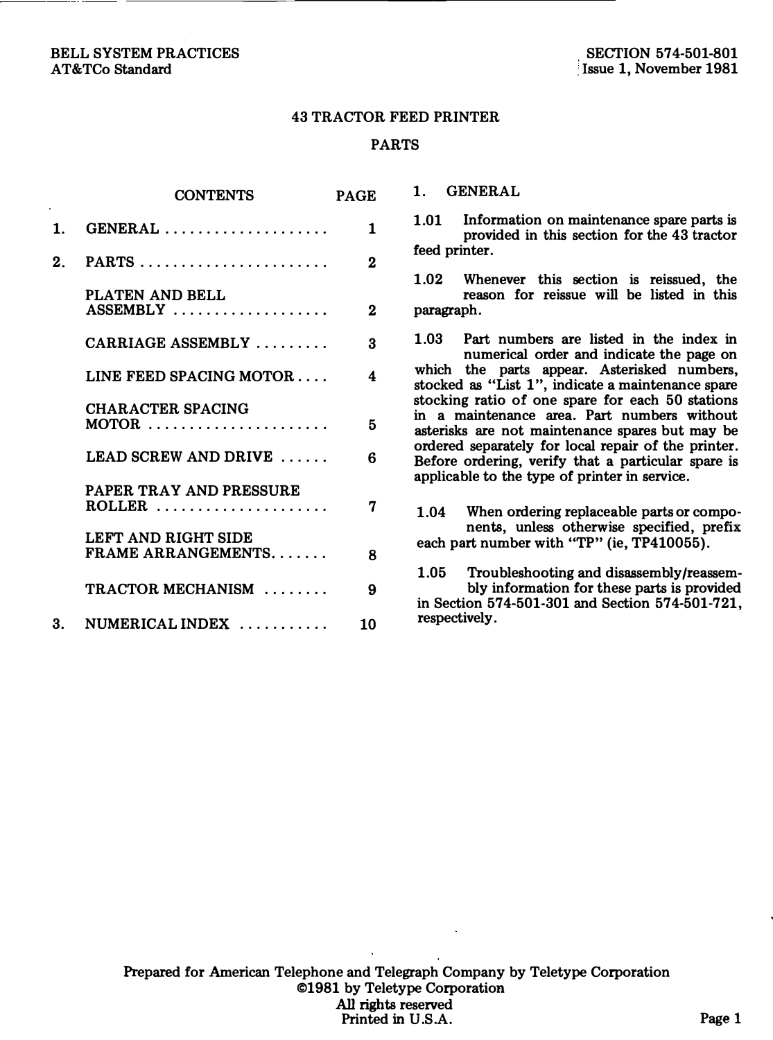BELL SYSTEM PRACTICES
AT&TCo Standard

SECTION 574-501-801
Issue 1, November 1981

# 43 TRACTOR FEED PRINTER

## PARTS

| CONTENTS | PAGE |
|---|---|
| 1. GENERAL | 1 |
| 2. PARTS | 2 |
| PLATEN AND BELL ASSEMBLY | 2 |
| CARRIAGE ASSEMBLY | 3 |
| LINE FEED SPACING MOTOR | 4 |
| CHARACTER SPACING MOTOR | 5 |
| LEAD SCREW AND DRIVE | 6 |
| PAPER TRAY AND PRESSURE ROLLER | 7 |
| LEFT AND RIGHT SIDE FRAME ARRANGEMENTS | 8 |
| TRACTOR MECHANISM | 9 |
| 3. NUMERICAL INDEX | 10 |

## 1. GENERAL

1.01 Information on maintenance spare parts is provided in this section for the 43 tractor feed printer.

1.02 Whenever this section is reissued, the reason for reissue will be listed in this paragraph.

1.03 Part numbers are listed in the index in numerical order and indicate the page on which the parts appear. Asterisked numbers, stocked as "List 1", indicate a maintenance spare stocking ratio of one spare for each 50 stations in a maintenance area. Part numbers without asterisks are not maintenance spares but may be ordered separately for local repair of the printer. Before ordering, verify that a particular spare is applicable to the type of printer in service.

1.04 When ordering replaceable parts or components, unless otherwise specified, prefix each part number with "TP" (ie, TP410055).

1.05 Troubleshooting and disassembly/reassembly information for these parts is provided in Section 574-501-301 and Section 574-501-721, respectively.

Prepared for American Telephone and Telegraph Company by Teletype Corporation
©1981 by Teletype Corporation
All rights reserved
Printed in U.S.A.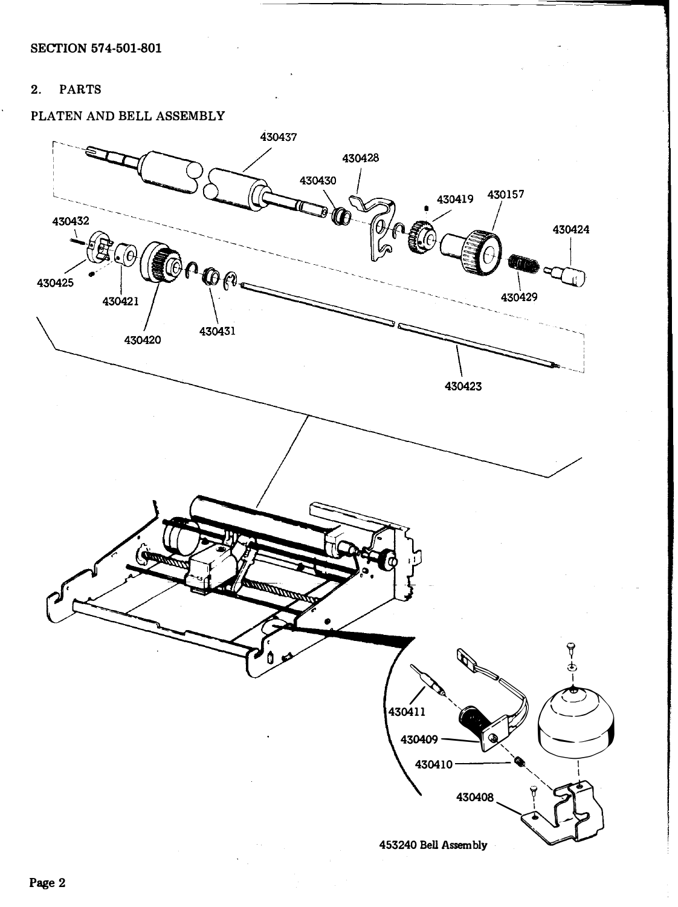## 2. PARTS

### PLATEN AND BELL ASSEMBLY

430437

430428

430430

430419

430157

430424

430432

430425

430421

430420

430431

430429

430423

430411

430409

430410

430408

453240 Bell Assembly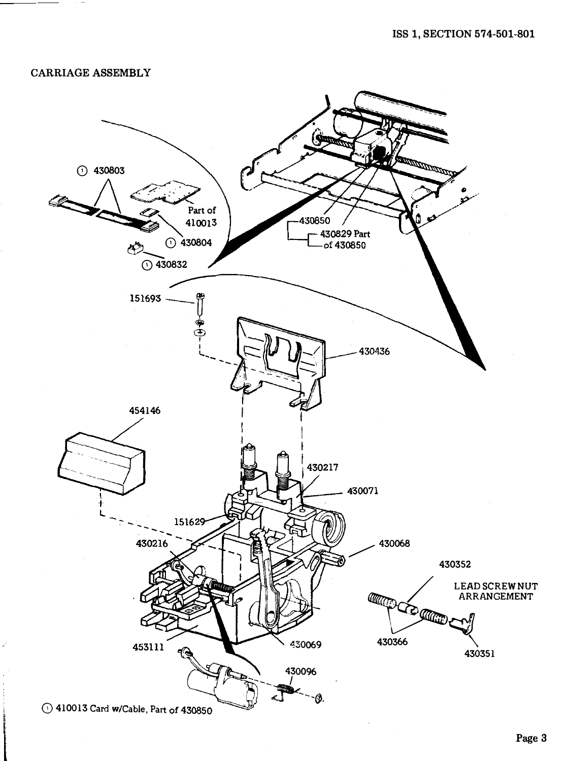# CARRIAGE ASSEMBLY

① 430803

Part of 410013

① 430804

① 430832

430850

430829 Part of 430850

151693

430436

454146

430217

430071

151629

430216

430068

430352

LEAD SCREW NUT ARRANGEMENT

453111

430069

430366

430351

430096

① 410013 Card w/Cable, Part of 430850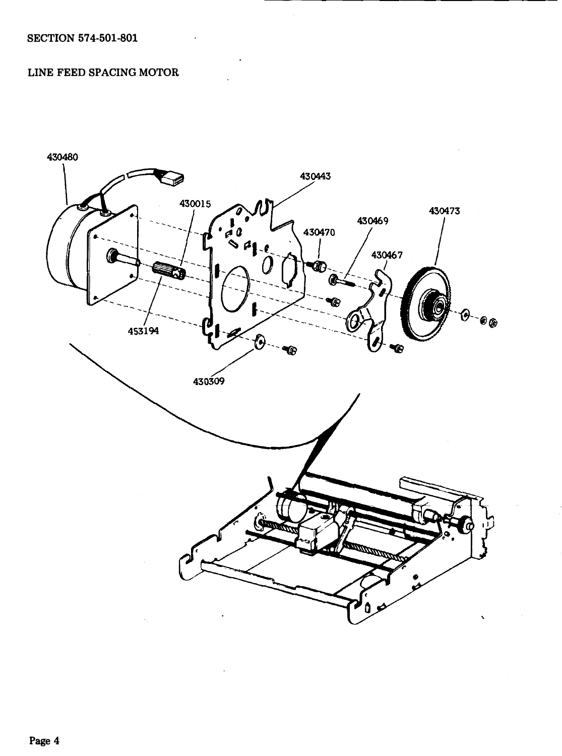SECTION 574-501-801

LINE FEED SPACING MOTOR

430480

430443

430015

430473

430469

430470

430467

453194

430309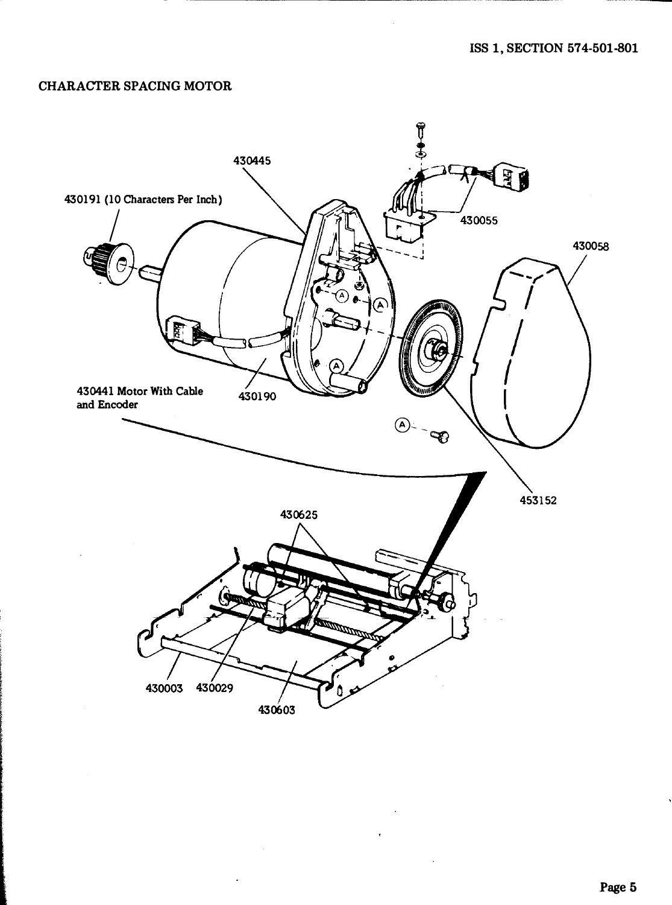## CHARACTER SPACING MOTOR

430445

430191 (10 Characters Per Inch)

430055

430058

430441 Motor With Cable and Encoder

430190

453152

430625

430003 430029

430603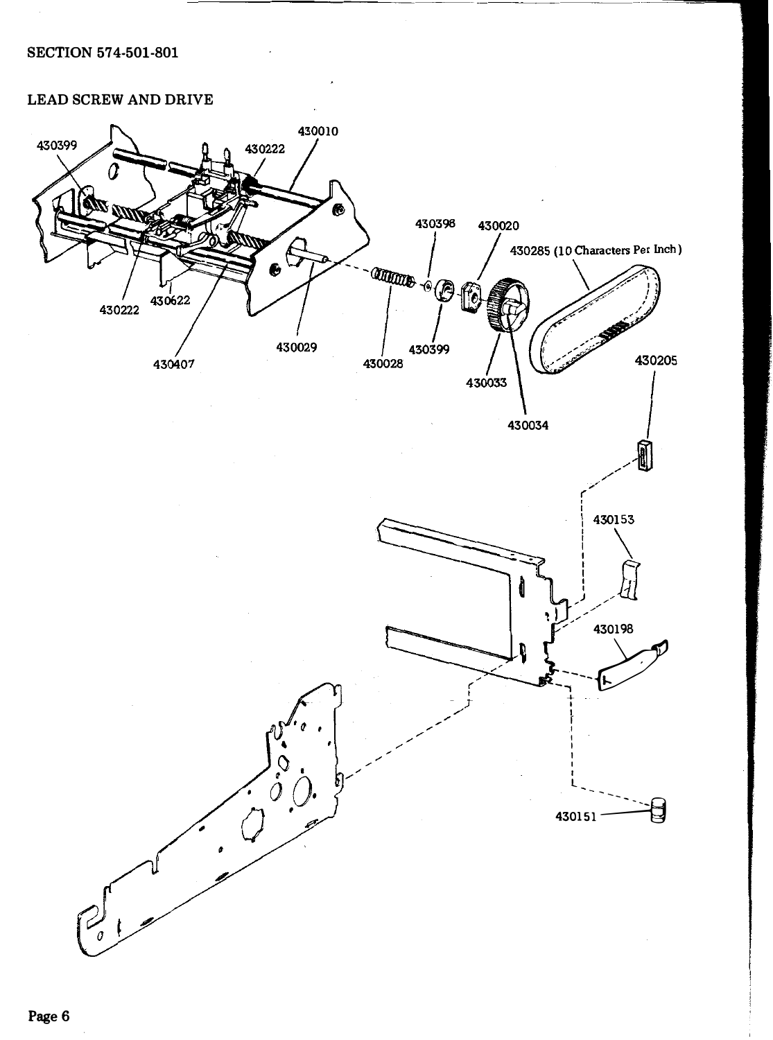SECTION 574-501-801

## LEAD SCREW AND DRIVE

430399

430222

430010

430398

430020

430285 (10 Characters Per Inch)

430222

430622

430029

430399

430407

430028

430033

430205

430034

430153

430198

430151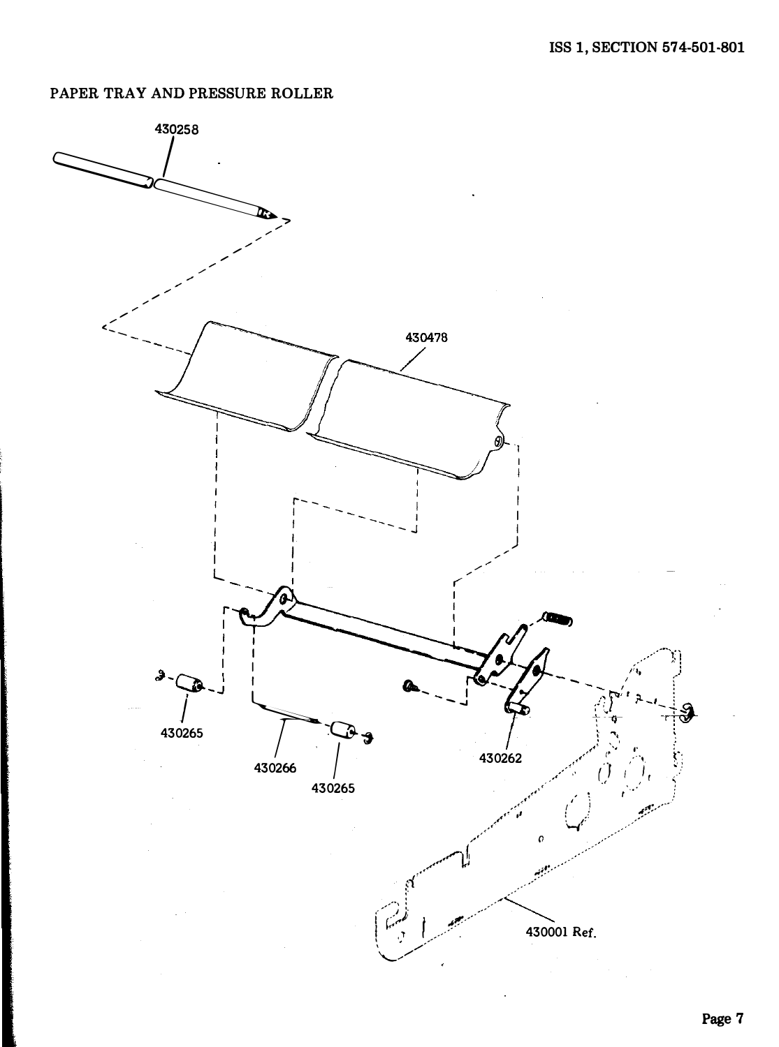PAPER TRAY AND PRESSURE ROLLER

430258

430478

430265

430266

430265

430262

430001 Ref.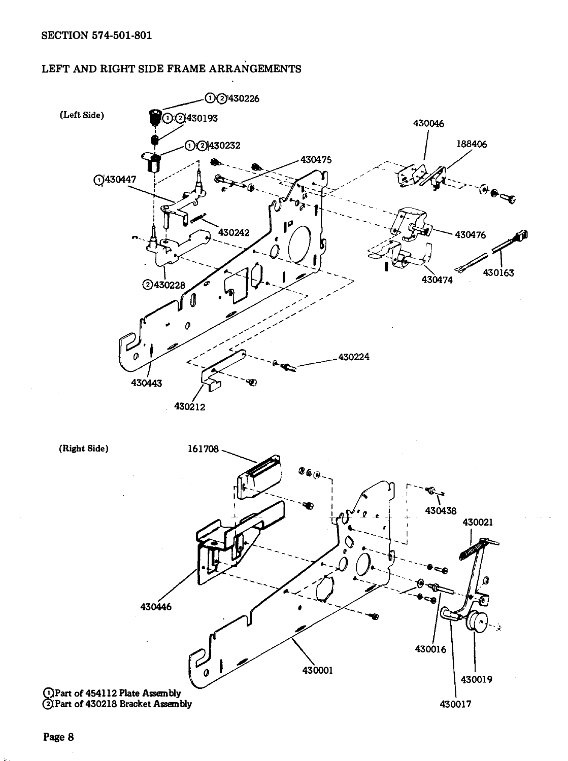SECTION 574-501-801

## LEFT AND RIGHT SIDE FRAME ARRANGEMENTS

(Left Side)

①②430226
①②430193
①②430232
①430447
430475
430046
188406
430242
430476
430163
②430228
430474
430224
430443
430212

(Right Side)

161708
430438
430021
430446
430016
430001
430019
430017

①Part of 454112 Plate Assembly
②Part of 430218 Bracket Assembly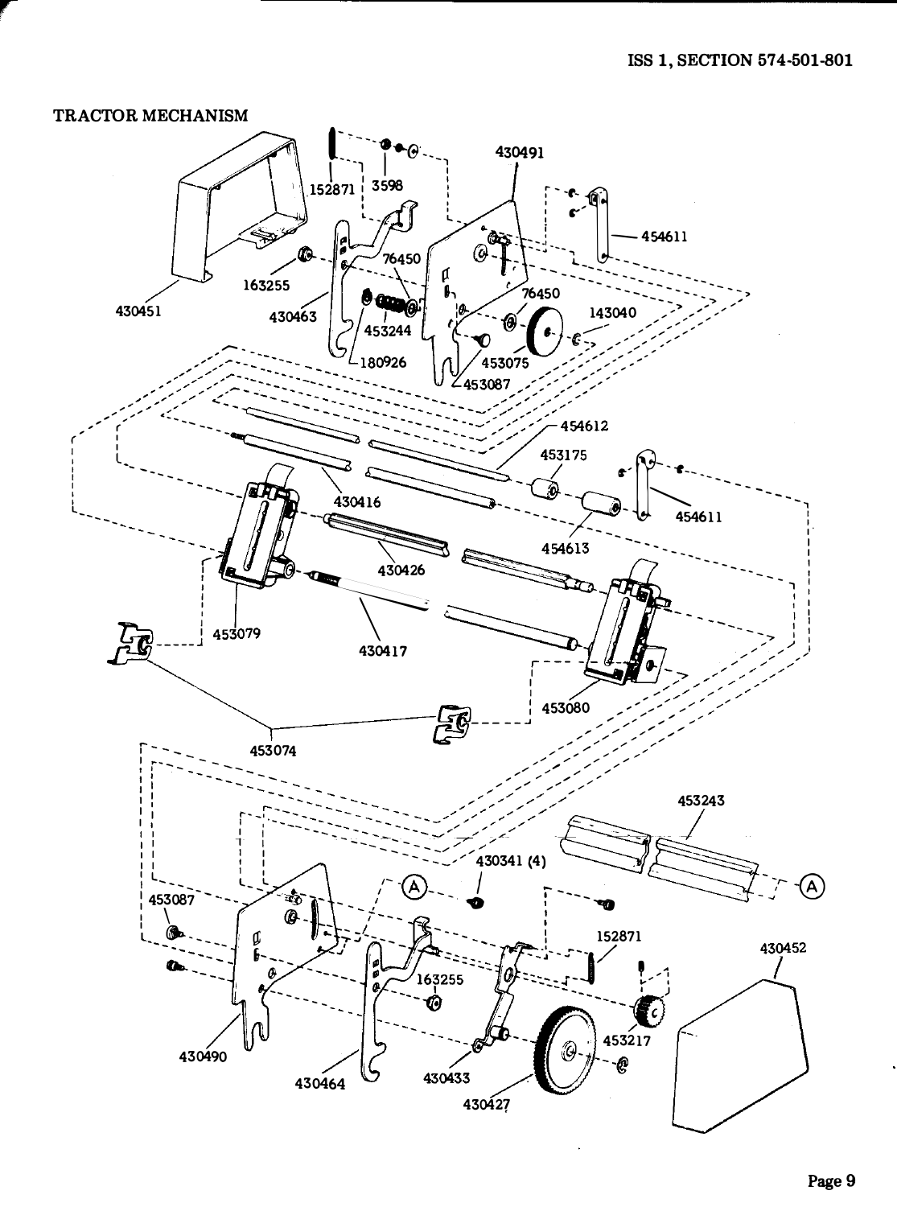# TRACTOR MECHANISM

152871
3598
430491
454611
163255
76450
430451
430463
76450
143040
453244
180926
453075
453087
454612
453175
430416
454611
454613
430426
453079
430417
453080
453074
453243
430341 (4)
453087
152871
430452
163255
453217
430490
430464
430433
430427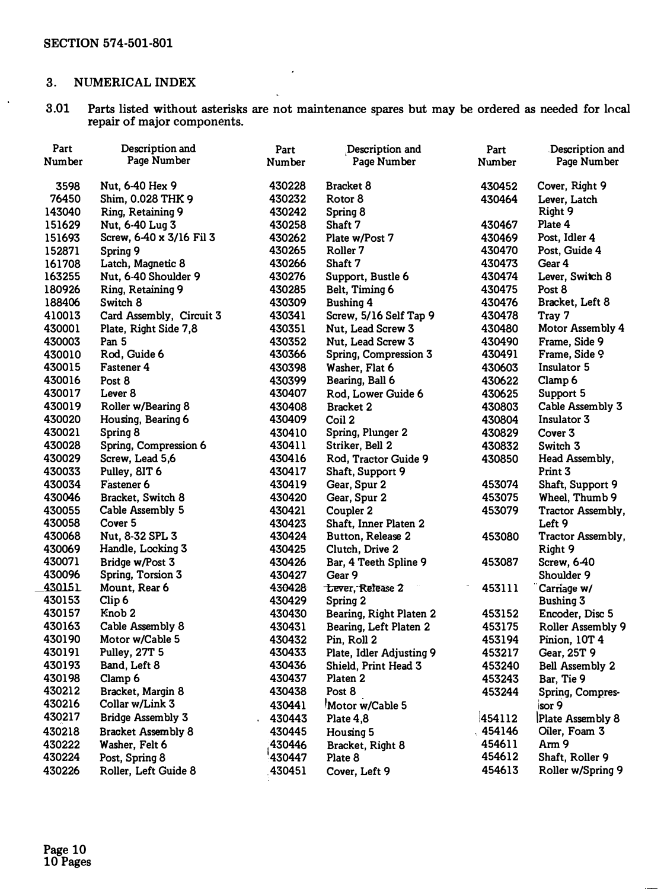## 3. NUMERICAL INDEX

3.01 Parts listed without asterisks are not maintenance spares but may be ordered as needed for local repair of major components.

| Part Number | Description and Page Number | Part Number | Description and Page Number | Part Number | Description and Page Number |
|---|---|---|---|---|---|
| 3598 | Nut, 6-40 Hex 9 | 430228 | Bracket 8 | 430452 | Cover, Right 9 |
| 76450 | Shim, 0.028 THK 9 | 430232 | Rotor 8 | 430464 | Lever, Latch Right 9 |
| 143040 | Ring, Retaining 9 | 430242 | Spring 8 | 430467 | Plate 4 |
| 151629 | Nut, 6-40 Lug 3 | 430258 | Shaft 7 | 430469 | Post, Idler 4 |
| 151693 | Screw, 6-40 x 3/16 Fil 3 | 430262 | Plate w/Post 7 | 430470 | Post, Guide 4 |
| 152871 | Spring 9 | 430265 | Roller 7 | 430473 | Gear 4 |
| 161708 | Latch, Magnetic 8 | 430266 | Shaft 7 | 430474 | Lever, Switch 8 |
| 163255 | Nut, 6-40 Shoulder 9 | 430276 | Support, Bustle 6 | 430475 | Post 8 |
| 180926 | Ring, Retaining 9 | 430285 | Belt, Timing 6 | 430476 | Bracket, Left 8 |
| 188406 | Switch 8 | 430309 | Bushing 4 | 430478 | Tray 7 |
| 410013 | Card Assembly, Circuit 3 | 430341 | Screw, 5/16 Self Tap 9 | 430480 | Motor Assembly 4 |
| 430001 | Plate, Right Side 7,8 | 430351 | Nut, Lead Screw 3 | 430490 | Frame, Side 9 |
| 430003 | Pan 5 | 430352 | Nut, Lead Screw 3 | 430491 | Frame, Side 9 |
| 430010 | Rod, Guide 6 | 430366 | Spring, Compression 3 | 430603 | Insulator 5 |
| 430015 | Fastener 4 | 430398 | Washer, Flat 6 | 430622 | Clamp 6 |
| 430016 | Post 8 | 430399 | Bearing, Ball 6 | 430625 | Support 5 |
| 430017 | Lever 8 | 430407 | Rod, Lower Guide 6 | 430803 | Cable Assembly 3 |
| 430019 | Roller w/Bearing 8 | 430408 | Bracket 2 | 430804 | Insulator 3 |
| 430020 | Housing, Bearing 6 | 430409 | Coil 2 | 430829 | Cover 3 |
| 430021 | Spring 8 | 430410 | Spring, Plunger 2 | 430832 | Switch 3 |
| 430028 | Spring, Compression 6 | 430411 | Striker, Bell 2 | 430850 | Head Assembly, Print 3 |
| 430029 | Screw, Lead 5,6 | 430416 | Rod, Tractor Guide 9 | 453074 | Shaft, Support 9 |
| 430033 | Pulley, 81T 6 | 430417 | Shaft, Support 9 | 453075 | Wheel, Thumb 9 |
| 430034 | Fastener 6 | 430419 | Gear, Spur 2 | 453079 | Tractor Assembly, Left 9 |
| 430046 | Bracket, Switch 8 | 430420 | Gear, Spur 2 | 453080 | Tractor Assembly, Right 9 |
| 430055 | Cable Assembly 5 | 430421 | Coupler 2 | 453087 | Screw, 6-40 Shoulder 9 |
| 430058 | Cover 5 | 430423 | Shaft, Inner Platen 2 | 453111 | Carriage w/ Bushing 3 |
| 430068 | Nut, 8-32 SPL 3 | 430424 | Button, Release 2 | 453152 | Encoder, Disc 5 |
| 430069 | Handle, Locking 3 | 430425 | Clutch, Drive 2 | 453175 | Roller Assembly 9 |
| 430071 | Bridge w/Post 3 | 430426 | Bar, 4 Teeth Spline 9 | 453194 | Pinion, 10T 4 |
| 430096 | Spring, Torsion 3 | 430427 | Gear 9 | 453217 | Gear, 25T 9 |
| 430151 | Mount, Rear 6 | 430428 | Lever, Release 2 | 453240 | Bell Assembly 2 |
| 430153 | Clip 6 | 430429 | Spring 2 | 453243 | Bar, Tie 9 |
| 430157 | Knob 2 | 430430 | Bearing, Right Platen 2 | 453244 | Spring, Compressor 9 |
| 430163 | Cable Assembly 8 | 430431 | Bearing, Left Platen 2 | 454112 | Plate Assembly 8 |
| 430190 | Motor w/Cable 5 | 430432 | Pin, Roll 2 | 454146 | Oiler, Foam 3 |
| 430191 | Pulley, 27T 5 | 430433 | Plate, Idler Adjusting 9 | 454611 | Arm 9 |
| 430193 | Band, Left 8 | 430436 | Shield, Print Head 3 | 454612 | Shaft, Roller 9 |
| 430198 | Clamp 6 | 430437 | Platen 2 | 454613 | Roller w/Spring 9 |
| 430212 | Bracket, Margin 8 | 430438 | Post 8 | | |
| 430216 | Collar w/Link 3 | 430441 | Motor w/Cable 5 | | |
| 430217 | Bridge Assembly 3 | 430443 | Plate 4,8 | | |
| 430218 | Bracket Assembly 8 | 430445 | Housing 5 | | |
| 430222 | Washer, Felt 6 | 430446 | Bracket, Right 8 | | |
| 430224 | Post, Spring 8 | 430447 | Plate 8 | | |
| 430226 | Roller, Left Guide 8 | 430451 | Cover, Left 9 | | |